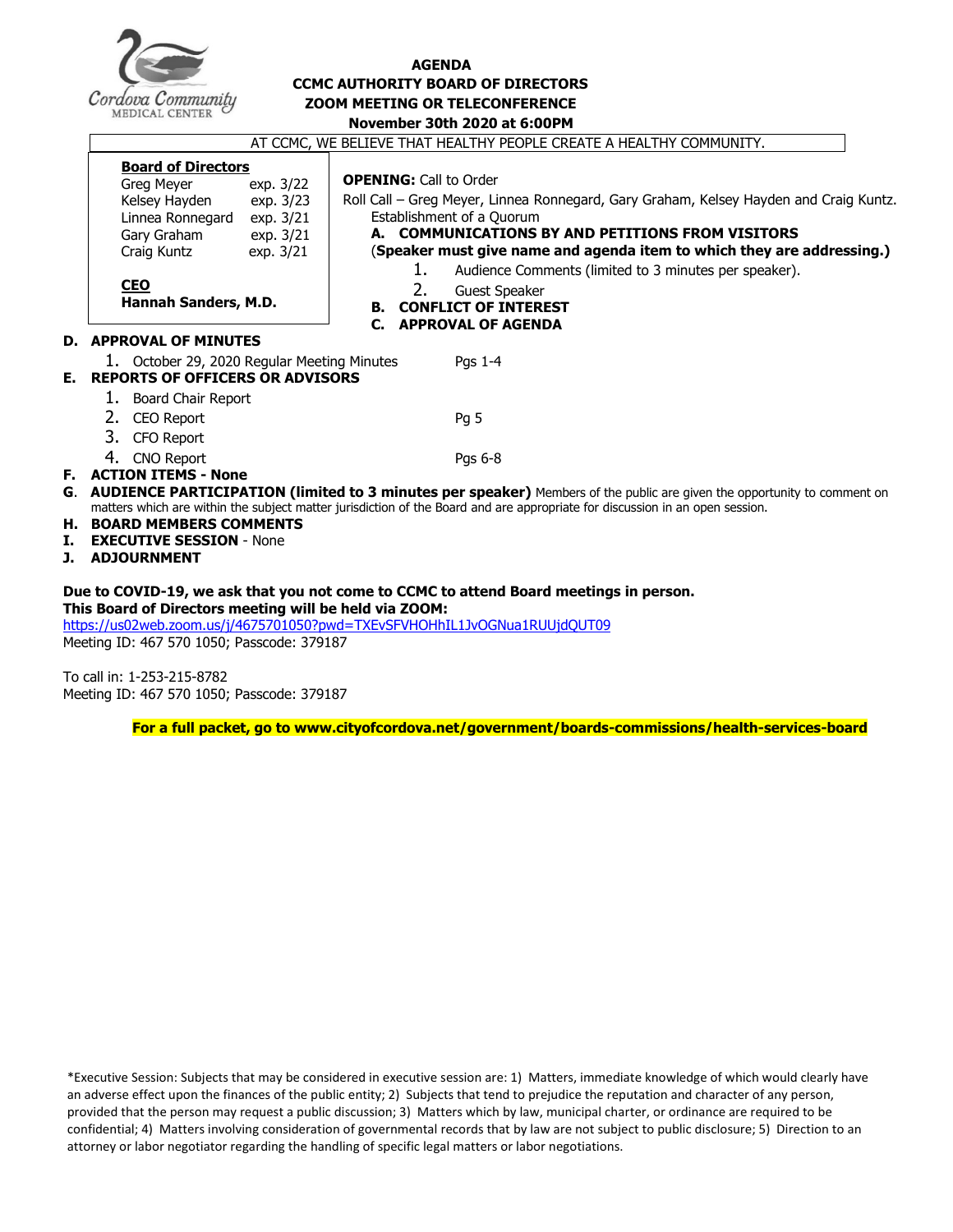# AGENDA
## CCMC AUTHORITY BOARD OF DIRECTORS
## ZOOM MEETING OR TELECONFERENCE
## November 30th 2020 at 6:00PM

AT CCMC, WE BELIEVE THAT HEALTHY PEOPLE CREATE A HEALTHY COMMUNITY.

**Board of Directors**

| | |
|---|---|
| Greg Meyer | exp. 3/22 |
| Kelsey Hayden | exp. 3/23 |
| Linnea Ronnegard | exp. 3/21 |
| Gary Graham | exp. 3/21 |
| Craig Kuntz | exp. 3/21 |

**CEO**
**Hannah Sanders, M.D.**

**OPENING:** Call to Order

Roll Call – Greg Meyer, Linnea Ronnegard, Gary Graham, Kelsey Hayden and Craig Kuntz.

Establishment of a Quorum

**A. COMMUNICATIONS BY AND PETITIONS FROM VISITORS**
(**Speaker must give name and agenda item to which they are addressing.)**

1. Audience Comments (limited to 3 minutes per speaker).
2. Guest Speaker

**B. CONFLICT OF INTEREST**

**C. APPROVAL OF AGENDA**

**D. APPROVAL OF MINUTES**

1. October 29, 2020 Regular Meeting Minutes — Pgs 1-4

**E. REPORTS OF OFFICERS OR ADVISORS**

1. Board Chair Report
2. CEO Report — Pg 5
3. CFO Report
4. CNO Report — Pgs 6-8

**F. ACTION ITEMS - None**

**G. AUDIENCE PARTICIPATION (limited to 3 minutes per speaker)** Members of the public are given the opportunity to comment on matters which are within the subject matter jurisdiction of the Board and are appropriate for discussion in an open session.

**H. BOARD MEMBERS COMMENTS**

**I. EXECUTIVE SESSION** - None

**J. ADJOURNMENT**

**Due to COVID-19, we ask that you not come to CCMC to attend Board meetings in person.**
**This Board of Directors meeting will be held via ZOOM:**
https://us02web.zoom.us/j/4675701050?pwd=TXEvSFVHOHhIL1JvOGNua1RUUjdQUT09
Meeting ID: 467 570 1050; Passcode: 379187

To call in: 1-253-215-8782
Meeting ID: 467 570 1050; Passcode: 379187

**For a full packet, go to www.cityofcordova.net/government/boards-commissions/health-services-board**

*Executive Session: Subjects that may be considered in executive session are: 1) Matters, immediate knowledge of which would clearly have an adverse effect upon the finances of the public entity; 2) Subjects that tend to prejudice the reputation and character of any person, provided that the person may request a public discussion; 3) Matters which by law, municipal charter, or ordinance are required to be confidential; 4) Matters involving consideration of governmental records that by law are not subject to public disclosure; 5) Direction to an attorney or labor negotiator regarding the handling of specific legal matters or labor negotiations.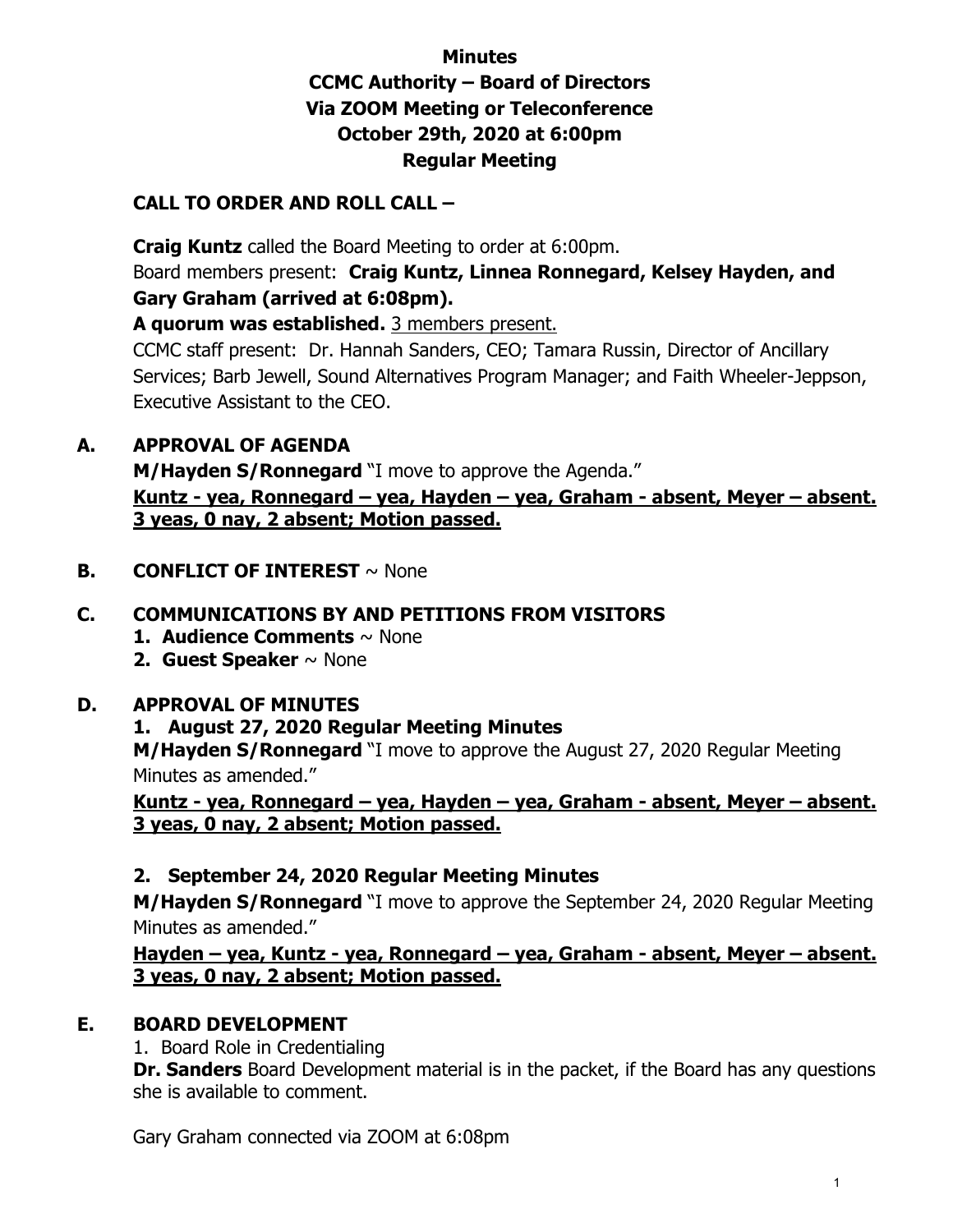**Minutes**
**CCMC Authority – Board of Directors**
**Via ZOOM Meeting or Teleconference**
**October 29th, 2020 at 6:00pm**
**Regular Meeting**

## CALL TO ORDER AND ROLL CALL –

**Craig Kuntz** called the Board Meeting to order at 6:00pm.
Board members present: **Craig Kuntz, Linnea Ronnegard, Kelsey Hayden, and Gary Graham (arrived at 6:08pm).**
**A quorum was established.** <u>3 members present.</u>
CCMC staff present: Dr. Hannah Sanders, CEO; Tamara Russin, Director of Ancillary Services; Barb Jewell, Sound Alternatives Program Manager; and Faith Wheeler-Jeppson, Executive Assistant to the CEO.

## A. APPROVAL OF AGENDA

**M/Hayden S/Ronnegard** "I move to approve the Agenda."
**<u>Kuntz - yea, Ronnegard – yea, Hayden – yea, Graham - absent, Meyer – absent. 3 yeas, 0 nay, 2 absent; Motion passed.</u>**

## B. CONFLICT OF INTEREST ~ None

## C. COMMUNICATIONS BY AND PETITIONS FROM VISITORS

1. **Audience Comments** ~ None
2. **Guest Speaker** ~ None

## D. APPROVAL OF MINUTES

### 1. August 27, 2020 Regular Meeting Minutes

**M/Hayden S/Ronnegard** "I move to approve the August 27, 2020 Regular Meeting Minutes as amended."
**<u>Kuntz - yea, Ronnegard – yea, Hayden – yea, Graham - absent, Meyer – absent. 3 yeas, 0 nay, 2 absent; Motion passed.</u>**

### 2. September 24, 2020 Regular Meeting Minutes

**M/Hayden S/Ronnegard** "I move to approve the September 24, 2020 Regular Meeting Minutes as amended."
**<u>Hayden – yea, Kuntz - yea, Ronnegard – yea, Graham - absent, Meyer – absent. 3 yeas, 0 nay, 2 absent; Motion passed.</u>**

## E. BOARD DEVELOPMENT

1. Board Role in Credentialing

**Dr. Sanders** Board Development material is in the packet, if the Board has any questions she is available to comment.

Gary Graham connected via ZOOM at 6:08pm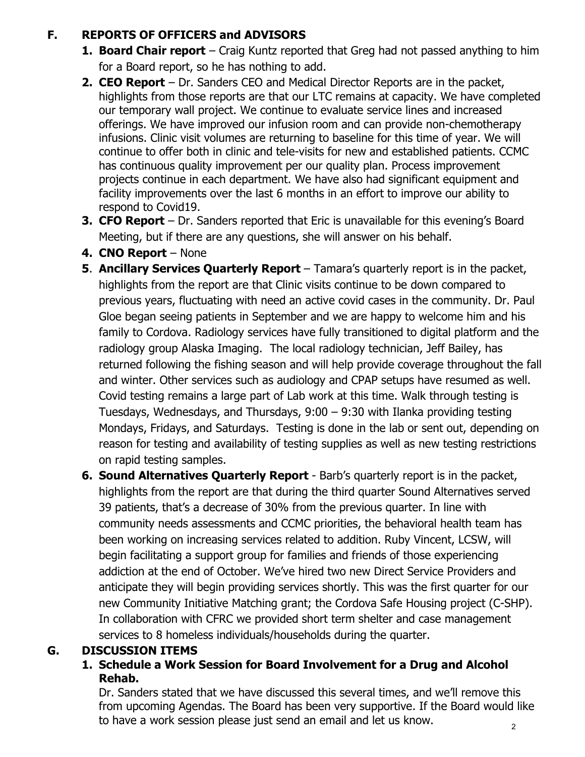## F. REPORTS OF OFFICERS and ADVISORS

1. **Board Chair report** – Craig Kuntz reported that Greg had not passed anything to him for a Board report, so he has nothing to add.
2. **CEO Report** – Dr. Sanders CEO and Medical Director Reports are in the packet, highlights from those reports are that our LTC remains at capacity. We have completed our temporary wall project. We continue to evaluate service lines and increased offerings. We have improved our infusion room and can provide non-chemotherapy infusions. Clinic visit volumes are returning to baseline for this time of year. We will continue to offer both in clinic and tele-visits for new and established patients. CCMC has continuous quality improvement per our quality plan. Process improvement projects continue in each department. We have also had significant equipment and facility improvements over the last 6 months in an effort to improve our ability to respond to Covid19.
3. **CFO Report** – Dr. Sanders reported that Eric is unavailable for this evening's Board Meeting, but if there are any questions, she will answer on his behalf.
4. **CNO Report** – None
5. **Ancillary Services Quarterly Report** – Tamara's quarterly report is in the packet, highlights from the report are that Clinic visits continue to be down compared to previous years, fluctuating with need an active covid cases in the community. Dr. Paul Gloe began seeing patients in September and we are happy to welcome him and his family to Cordova. Radiology services have fully transitioned to digital platform and the radiology group Alaska Imaging. The local radiology technician, Jeff Bailey, has returned following the fishing season and will help provide coverage throughout the fall and winter. Other services such as audiology and CPAP setups have resumed as well. Covid testing remains a large part of Lab work at this time. Walk through testing is Tuesdays, Wednesdays, and Thursdays, 9:00 – 9:30 with Ilanka providing testing Mondays, Fridays, and Saturdays. Testing is done in the lab or sent out, depending on reason for testing and availability of testing supplies as well as new testing restrictions on rapid testing samples.
6. **Sound Alternatives Quarterly Report** - Barb's quarterly report is in the packet, highlights from the report are that during the third quarter Sound Alternatives served 39 patients, that's a decrease of 30% from the previous quarter. In line with community needs assessments and CCMC priorities, the behavioral health team has been working on increasing services related to addition. Ruby Vincent, LCSW, will begin facilitating a support group for families and friends of those experiencing addiction at the end of October. We've hired two new Direct Service Providers and anticipate they will begin providing services shortly. This was the first quarter for our new Community Initiative Matching grant; the Cordova Safe Housing project (C-SHP). In collaboration with CFRC we provided short term shelter and case management services to 8 homeless individuals/households during the quarter.

## G. DISCUSSION ITEMS

1. **Schedule a Work Session for Board Involvement for a Drug and Alcohol Rehab.**
   Dr. Sanders stated that we have discussed this several times, and we'll remove this from upcoming Agendas. The Board has been very supportive. If the Board would like to have a work session please just send an email and let us know.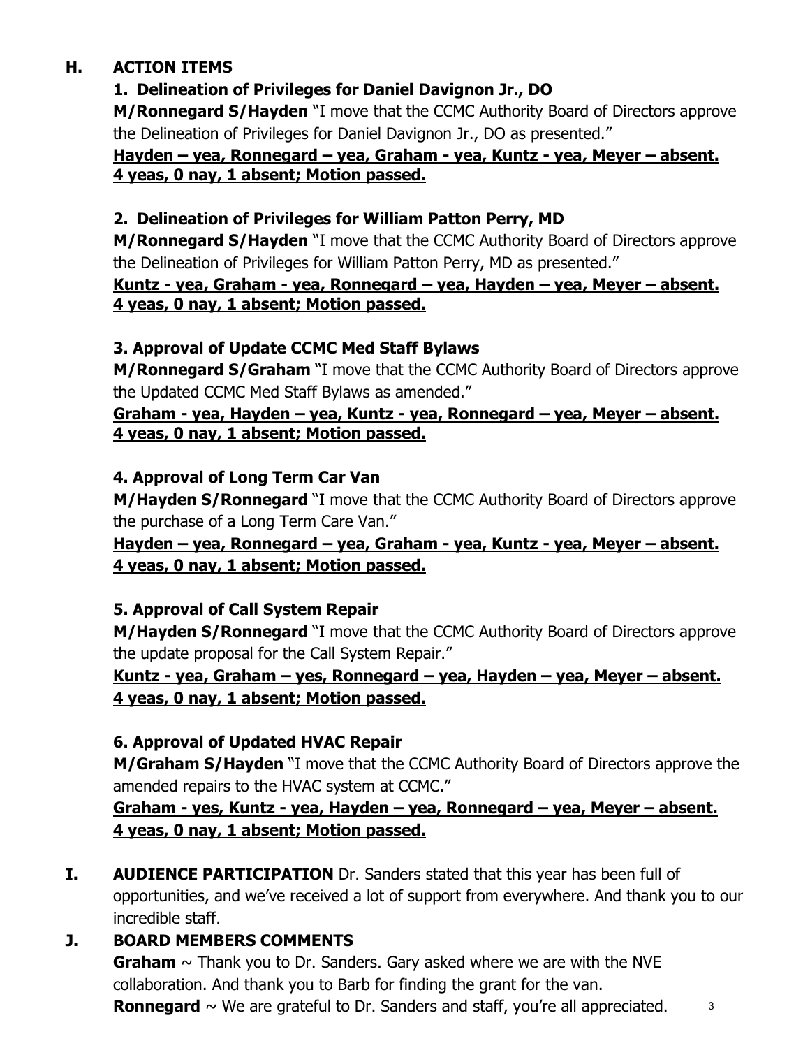## H. ACTION ITEMS

### 1. Delineation of Privileges for Daniel Davignon Jr., DO

**M/Ronnegard S/Hayden** "I move that the CCMC Authority Board of Directors approve the Delineation of Privileges for Daniel Davignon Jr., DO as presented."

**<u>Hayden – yea, Ronnegard – yea, Graham - yea, Kuntz - yea, Meyer – absent. 4 yeas, 0 nay, 1 absent; Motion passed.</u>**

### 2. Delineation of Privileges for William Patton Perry, MD

**M/Ronnegard S/Hayden** "I move that the CCMC Authority Board of Directors approve the Delineation of Privileges for William Patton Perry, MD as presented."

**<u>Kuntz - yea, Graham - yea, Ronnegard – yea, Hayden – yea, Meyer – absent. 4 yeas, 0 nay, 1 absent; Motion passed.</u>**

### 3. Approval of Update CCMC Med Staff Bylaws

**M/Ronnegard S/Graham** "I move that the CCMC Authority Board of Directors approve the Updated CCMC Med Staff Bylaws as amended."

**<u>Graham - yea, Hayden – yea, Kuntz - yea, Ronnegard – yea, Meyer – absent. 4 yeas, 0 nay, 1 absent; Motion passed.</u>**

### 4. Approval of Long Term Car Van

**M/Hayden S/Ronnegard** "I move that the CCMC Authority Board of Directors approve the purchase of a Long Term Care Van."

**<u>Hayden – yea, Ronnegard – yea, Graham - yea, Kuntz - yea, Meyer – absent. 4 yeas, 0 nay, 1 absent; Motion passed.</u>**

### 5. Approval of Call System Repair

**M/Hayden S/Ronnegard** "I move that the CCMC Authority Board of Directors approve the update proposal for the Call System Repair."

**<u>Kuntz - yea, Graham – yes, Ronnegard – yea, Hayden – yea, Meyer – absent. 4 yeas, 0 nay, 1 absent; Motion passed.</u>**

### 6. Approval of Updated HVAC Repair

**M/Graham S/Hayden** "I move that the CCMC Authority Board of Directors approve the amended repairs to the HVAC system at CCMC."

**<u>Graham - yes, Kuntz - yea, Hayden – yea, Ronnegard – yea, Meyer – absent. 4 yeas, 0 nay, 1 absent; Motion passed.</u>**

## I. AUDIENCE PARTICIPATION

**AUDIENCE PARTICIPATION** Dr. Sanders stated that this year has been full of opportunities, and we've received a lot of support from everywhere. And thank you to our incredible staff.

## J. BOARD MEMBERS COMMENTS

**Graham** ~ Thank you to Dr. Sanders. Gary asked where we are with the NVE collaboration. And thank you to Barb for finding the grant for the van.

**Ronnegard** ~ We are grateful to Dr. Sanders and staff, you're all appreciated.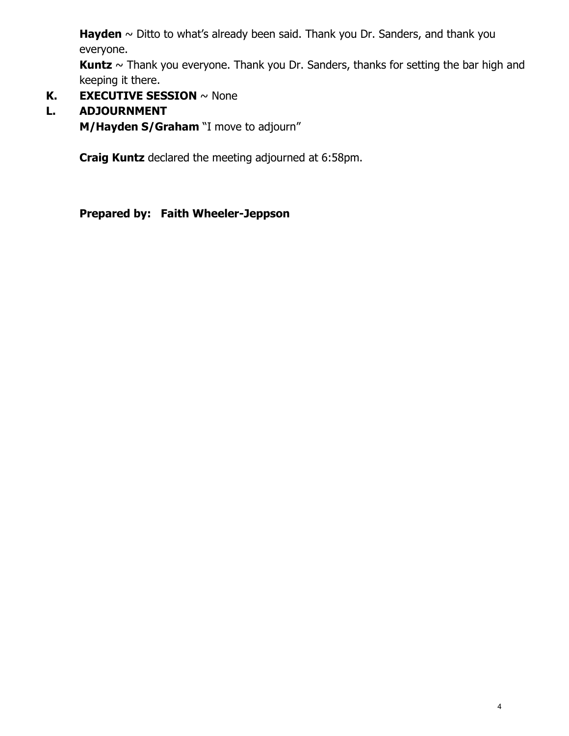**Hayden** ~ Ditto to what's already been said. Thank you Dr. Sanders, and thank you everyone.

**Kuntz** ~ Thank you everyone. Thank you Dr. Sanders, thanks for setting the bar high and keeping it there.

**K. EXECUTIVE SESSION** ~ None

**L. ADJOURNMENT**

**M/Hayden S/Graham** "I move to adjourn"

**Craig Kuntz** declared the meeting adjourned at 6:58pm.

**Prepared by: Faith Wheeler-Jeppson**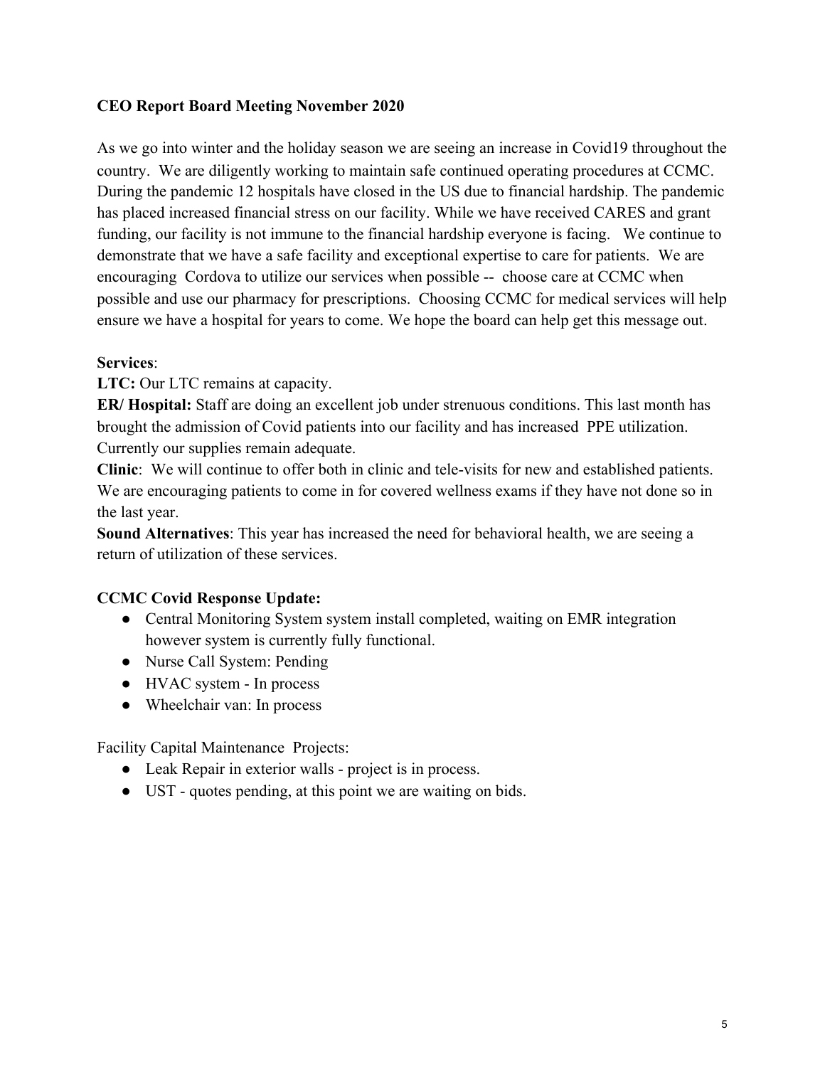**CEO Report Board Meeting November 2020**

As we go into winter and the holiday season we are seeing an increase in Covid19 throughout the country. We are diligently working to maintain safe continued operating procedures at CCMC. During the pandemic 12 hospitals have closed in the US due to financial hardship. The pandemic has placed increased financial stress on our facility. While we have received CARES and grant funding, our facility is not immune to the financial hardship everyone is facing. We continue to demonstrate that we have a safe facility and exceptional expertise to care for patients. We are encouraging Cordova to utilize our services when possible -- choose care at CCMC when possible and use our pharmacy for prescriptions. Choosing CCMC for medical services will help ensure we have a hospital for years to come. We hope the board can help get this message out.

**Services**:

**LTC:** Our LTC remains at capacity.

**ER/ Hospital:** Staff are doing an excellent job under strenuous conditions. This last month has brought the admission of Covid patients into our facility and has increased PPE utilization. Currently our supplies remain adequate.

**Clinic**: We will continue to offer both in clinic and tele-visits for new and established patients. We are encouraging patients to come in for covered wellness exams if they have not done so in the last year.

**Sound Alternatives**: This year has increased the need for behavioral health, we are seeing a return of utilization of these services.

**CCMC Covid Response Update:**

- Central Monitoring System system install completed, waiting on EMR integration however system is currently fully functional.
- Nurse Call System: Pending
- HVAC system - In process
- Wheelchair van: In process

Facility Capital Maintenance Projects:

- Leak Repair in exterior walls - project is in process.
- UST - quotes pending, at this point we are waiting on bids.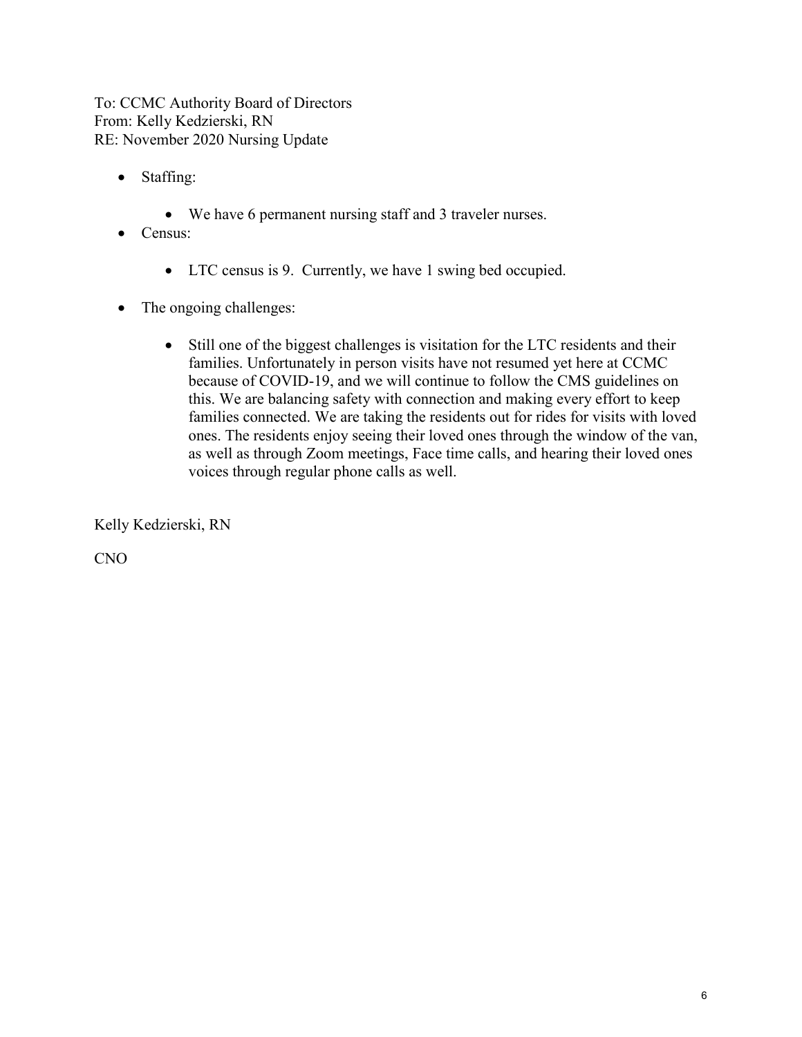To: CCMC Authority Board of Directors
From: Kelly Kedzierski, RN
RE: November 2020 Nursing Update

- Staffing:
  - We have 6 permanent nursing staff and 3 traveler nurses.
- Census:
  - LTC census is 9. Currently, we have 1 swing bed occupied.
- The ongoing challenges:
  - Still one of the biggest challenges is visitation for the LTC residents and their families. Unfortunately in person visits have not resumed yet here at CCMC because of COVID-19, and we will continue to follow the CMS guidelines on this. We are balancing safety with connection and making every effort to keep families connected. We are taking the residents out for rides for visits with loved ones. The residents enjoy seeing their loved ones through the window of the van, as well as through Zoom meetings, Face time calls, and hearing their loved ones voices through regular phone calls as well.

Kelly Kedzierski, RN

CNO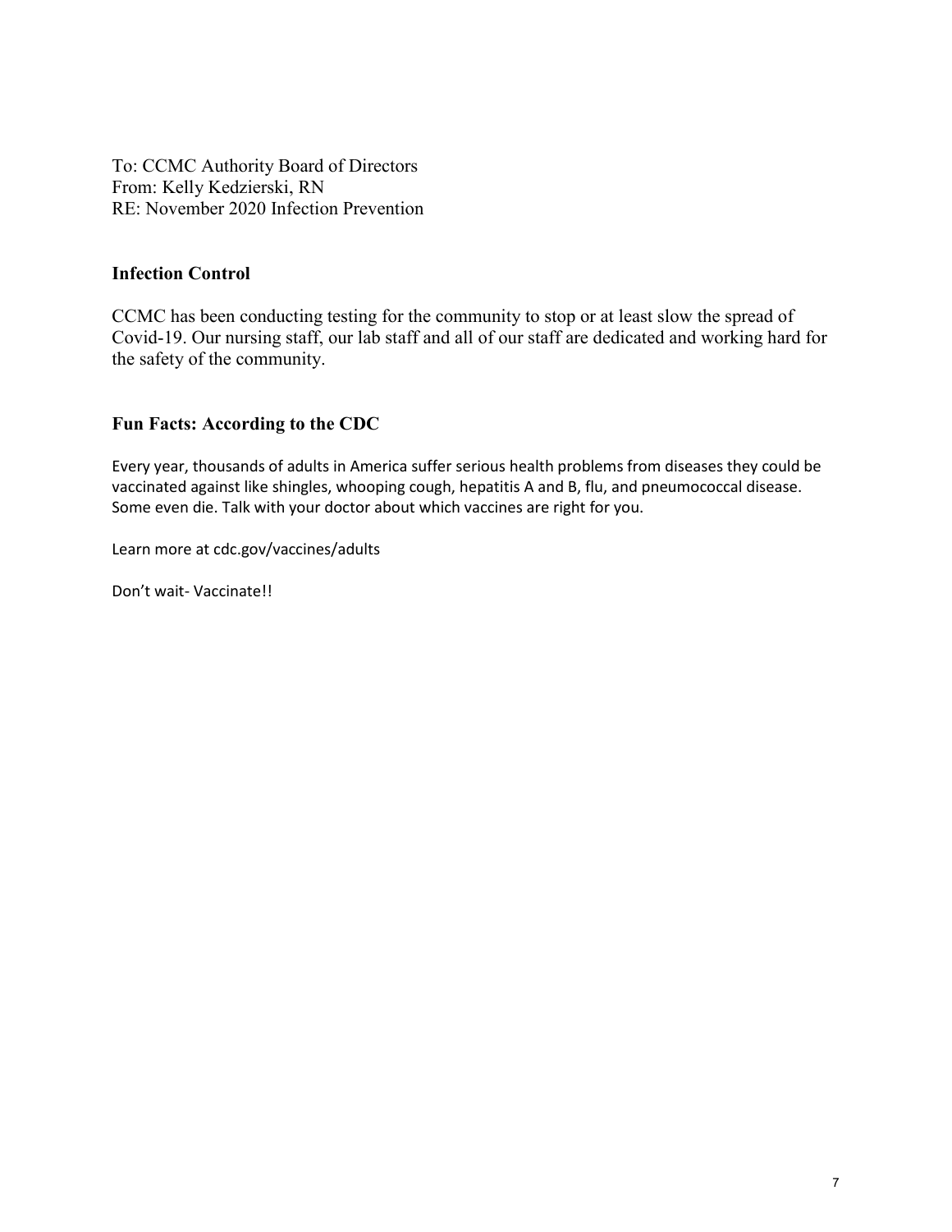To: CCMC Authority Board of Directors
From: Kelly Kedzierski, RN
RE: November 2020 Infection Prevention

## Infection Control

CCMC has been conducting testing for the community to stop or at least slow the spread of Covid-19. Our nursing staff, our lab staff and all of our staff are dedicated and working hard for the safety of the community.

## Fun Facts: According to the CDC

Every year, thousands of adults in America suffer serious health problems from diseases they could be vaccinated against like shingles, whooping cough, hepatitis A and B, flu, and pneumococcal disease. Some even die. Talk with your doctor about which vaccines are right for you.

Learn more at cdc.gov/vaccines/adults

Don't wait- Vaccinate!!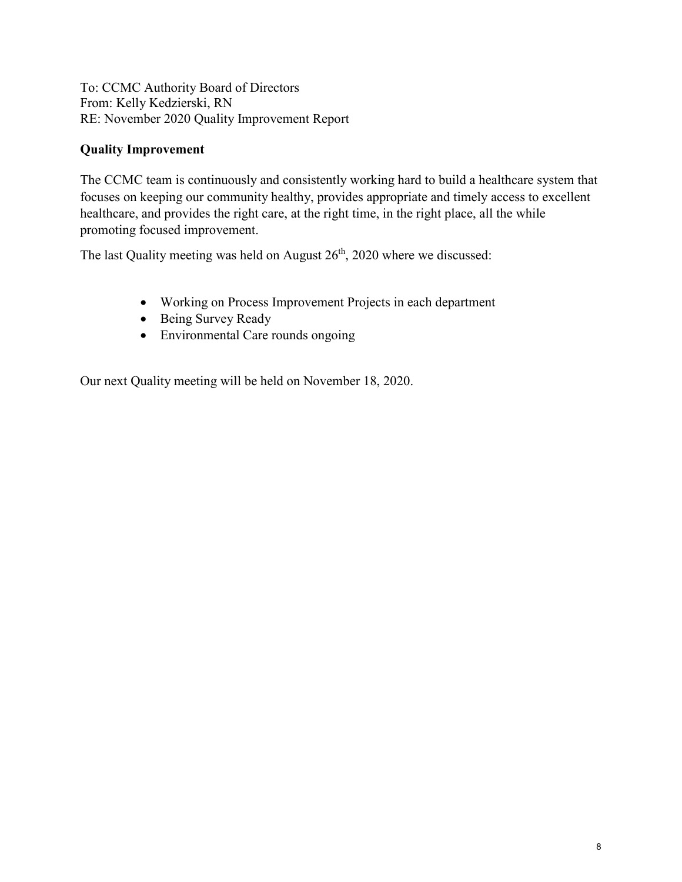To: CCMC Authority Board of Directors
From: Kelly Kedzierski, RN
RE: November 2020 Quality Improvement Report

**Quality Improvement**

The CCMC team is continuously and consistently working hard to build a healthcare system that focuses on keeping our community healthy, provides appropriate and timely access to excellent healthcare, and provides the right care, at the right time, in the right place, all the while promoting focused improvement.

The last Quality meeting was held on August 26th, 2020 where we discussed:

- Working on Process Improvement Projects in each department
- Being Survey Ready
- Environmental Care rounds ongoing

Our next Quality meeting will be held on November 18, 2020.